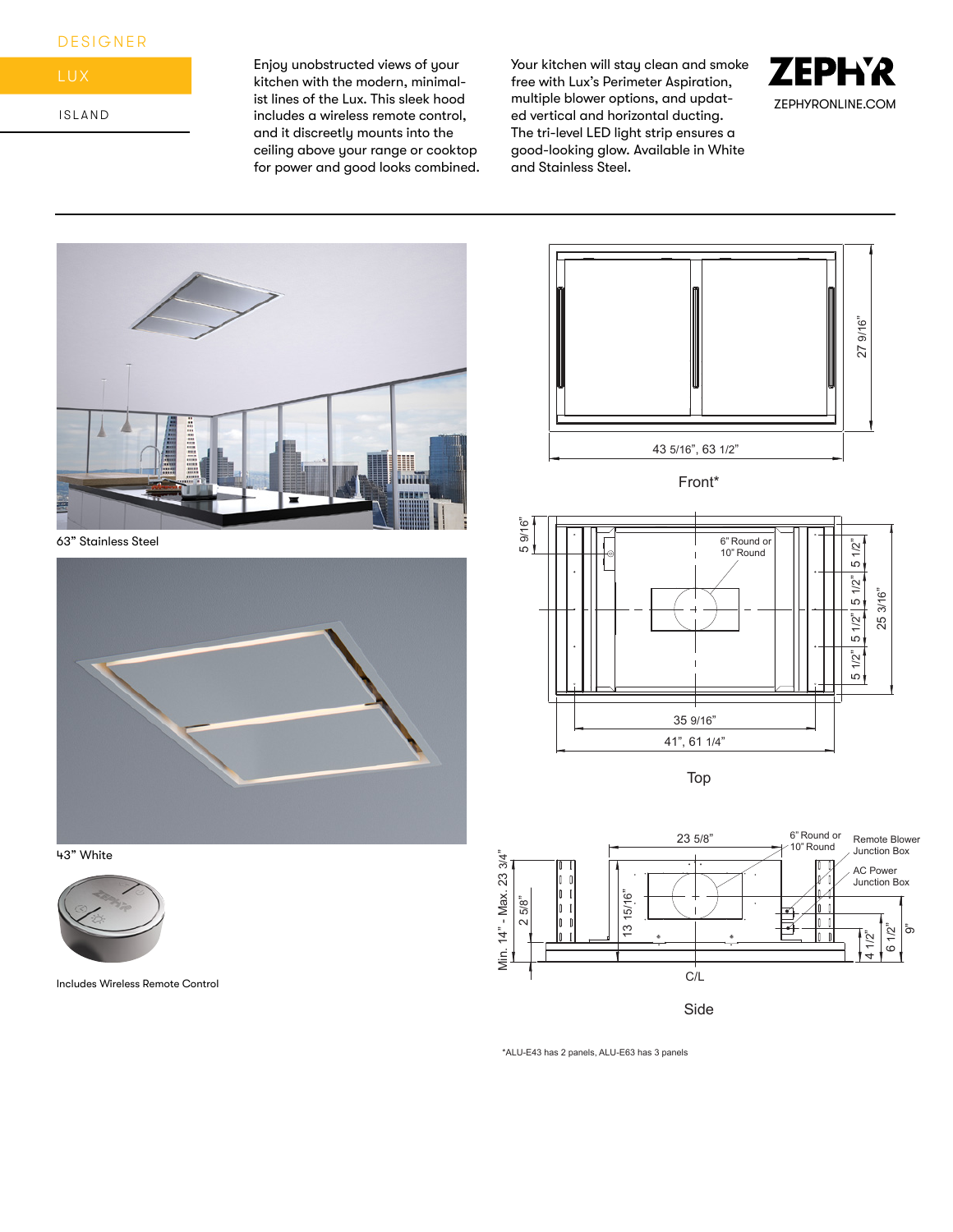DESIGNER

# LUX

ISLAND

Enjoy unobstructed views of your kitchen with the modern, minimalist lines of the Lux. This sleek hood includes a wireless remote control, and it discreetly mounts into the ceiling above your range or cooktop for power and good looks combined.

Your kitchen will stay clean and smoke free with Lux's Perimeter Aspiration, multiple blower options, and updated vertical and horizontal ducting. The tri-level LED light strip ensures a good-looking glow. Available in White and Stainless Steel.

ZEPHYR

ZEPHYRONLINE.COM

63" Stainless Steel

43" White

Includes Wireless Remote Control

27 9/16"

43 5/16", 63 1/2"

Front*

5 9/16"

6" Round or 10" Round

5 1/2"

5 1/2"

5 1/2"

5 1/2"

25 3/16"

35 9/16"

41", 61 1/4"

Top

23 5/8"

6" Round or 10" Round

Remote Blower Junction Box

AC Power Junction Box

Min. 14" - Max. 23 3/4"

2 5/8"

13 15/16"

4 1/2"

6 1/2"

9"

C/L

Side

*ALU-E43 has 2 panels, ALU-E63 has 3 panels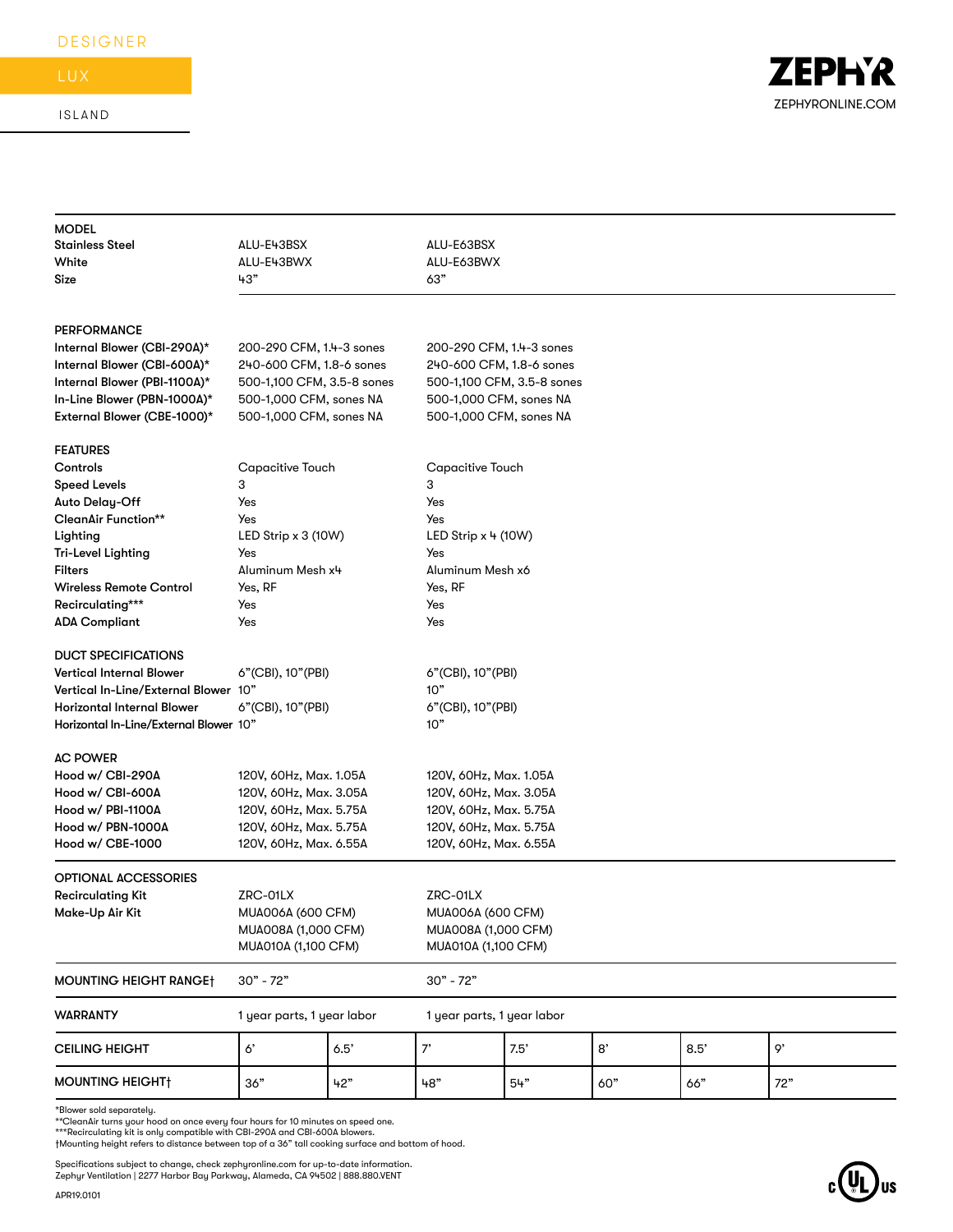DESIGNER

LUX

ISLAND

ZEPHYR
ZEPHYRONLINE.COM

| MODEL | | |
|---|---|---|
| Stainless Steel | ALU-E43BSX | ALU-E63BSX |
| White | ALU-E43BWX | ALU-E63BWX |
| Size | 43" | 63" |
| **PERFORMANCE** | | |
| Internal Blower (CBI-290A)* | 200-290 CFM, 1.4-3 sones | 200-290 CFM, 1.4-3 sones |
| Internal Blower (CBI-600A)* | 240-600 CFM, 1.8-6 sones | 240-600 CFM, 1.8-6 sones |
| Internal Blower (PBI-1100A)* | 500-1,100 CFM, 3.5-8 sones | 500-1,100 CFM, 3.5-8 sones |
| In-Line Blower (PBN-1000A)* | 500-1,000 CFM, sones NA | 500-1,000 CFM, sones NA |
| External Blower (CBE-1000)* | 500-1,000 CFM, sones NA | 500-1,000 CFM, sones NA |
| **FEATURES** | | |
| Controls | Capacitive Touch | Capacitive Touch |
| Speed Levels | 3 | 3 |
| Auto Delay-Off | Yes | Yes |
| CleanAir Function** | Yes | Yes |
| Lighting | LED Strip x 3 (10W) | LED Strip x 4 (10W) |
| Tri-Level Lighting | Yes | Yes |
| Filters | Aluminum Mesh x4 | Aluminum Mesh x6 |
| Wireless Remote Control | Yes, RF | Yes, RF |
| Recirculating*** | Yes | Yes |
| ADA Compliant | Yes | Yes |
| **DUCT SPECIFICATIONS** | | |
| Vertical Internal Blower | 6"(CBI), 10"(PBI) | 6"(CBI), 10"(PBI) |
| Vertical In-Line/External Blower | 10" | 10" |
| Horizontal Internal Blower | 6"(CBI), 10"(PBI) | 6"(CBI), 10"(PBI) |
| Horizontal In-Line/External Blower | 10" | 10" |
| **AC POWER** | | |
| Hood w/ CBI-290A | 120V, 60Hz, Max. 1.05A | 120V, 60Hz, Max. 1.05A |
| Hood w/ CBI-600A | 120V, 60Hz, Max. 3.05A | 120V, 60Hz, Max. 3.05A |
| Hood w/ PBI-1100A | 120V, 60Hz, Max. 5.75A | 120V, 60Hz, Max. 5.75A |
| Hood w/ PBN-1000A | 120V, 60Hz, Max. 5.75A | 120V, 60Hz, Max. 5.75A |
| Hood w/ CBE-1000 | 120V, 60Hz, Max. 6.55A | 120V, 60Hz, Max. 6.55A |
| **OPTIONAL ACCESSORIES** | | |
| Recirculating Kit | ZRC-01LX | ZRC-01LX |
| Make-Up Air Kit | MUA006A (600 CFM)<br>MUA008A (1,000 CFM)<br>MUA010A (1,100 CFM) | MUA006A (600 CFM)<br>MUA008A (1,000 CFM)<br>MUA010A (1,100 CFM) |
| **MOUNTING HEIGHT RANGE†** | 30" - 72" | 30" - 72" |
| **WARRANTY** | 1 year parts, 1 year labor | 1 year parts, 1 year labor |

| CEILING HEIGHT | 6' | 6.5' | 7' | 7.5' | 8' | 8.5' | 9' |
|---|---|---|---|---|---|---|---|
| MOUNTING HEIGHT† | 36" | 42" | 48" | 54" | 60" | 66" | 72" |

*Blower sold separately.
**CleanAir turns your hood on once every four hours for 10 minutes on speed one.
***Recirculating kit is only compatible with CBI-290A and CBI-600A blowers.
†Mounting height refers to distance between top of a 36" tall cooking surface and bottom of hood.

Specifications subject to change, check zephyronline.com for up-to-date information.
Zephyr Ventilation | 2277 Harbor Bay Parkway, Alameda, CA 94502 | 888.880.VENT

APR19.0101